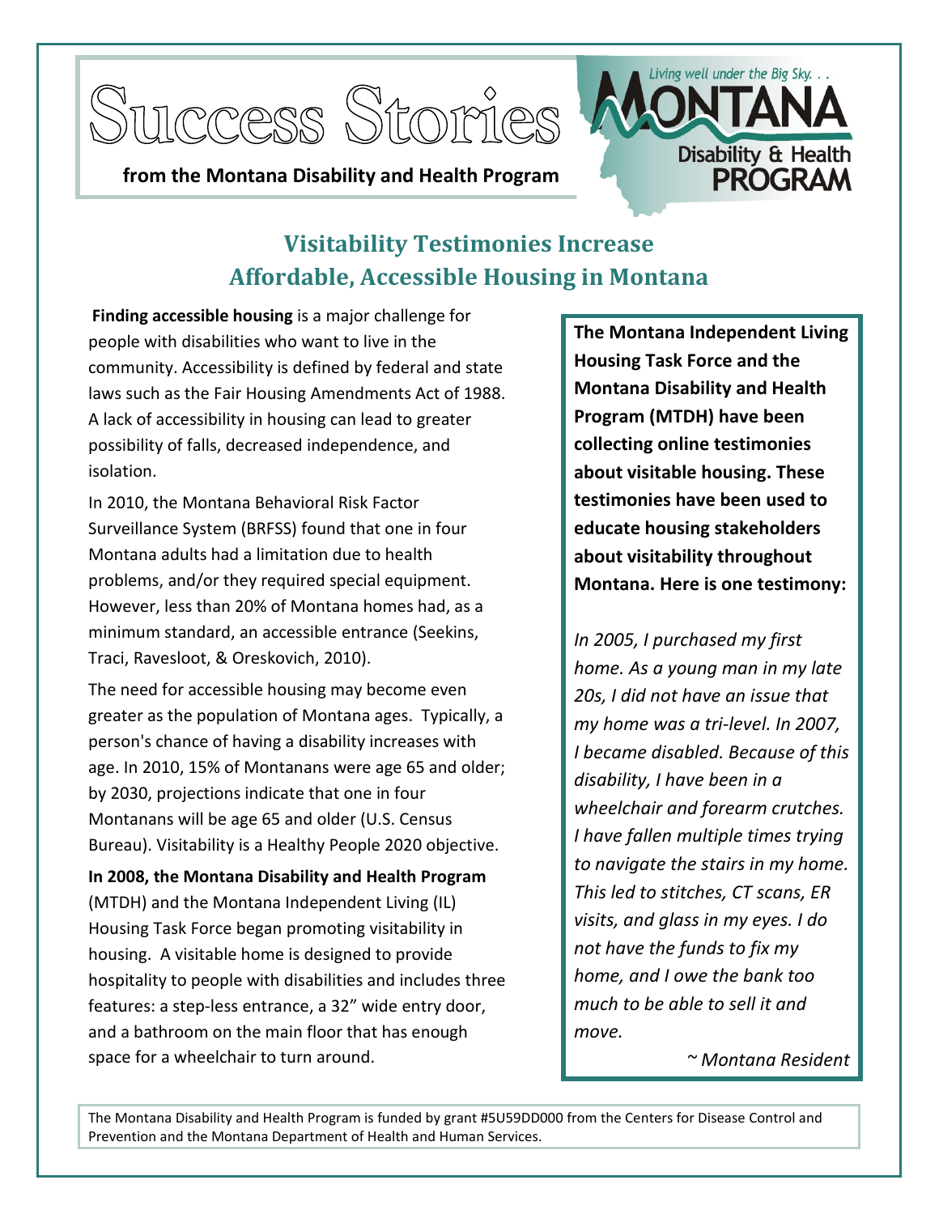# Success Stories

**from the Montana Disability and Health Program**

Living well under the Big Sky. . .
MONTANA Disability & Health PROGRAM

## Visitability Testimonies Increase Affordable, Accessible Housing in Montana

**Finding accessible housing** is a major challenge for people with disabilities who want to live in the community. Accessibility is defined by federal and state laws such as the Fair Housing Amendments Act of 1988. A lack of accessibility in housing can lead to greater possibility of falls, decreased independence, and isolation.

In 2010, the Montana Behavioral Risk Factor Surveillance System (BRFSS) found that one in four Montana adults had a limitation due to health problems, and/or they required special equipment. However, less than 20% of Montana homes had, as a minimum standard, an accessible entrance (Seekins, Traci, Ravesloot, & Oreskovich, 2010).

The need for accessible housing may become even greater as the population of Montana ages. Typically, a person's chance of having a disability increases with age. In 2010, 15% of Montanans were age 65 and older; by 2030, projections indicate that one in four Montanans will be age 65 and older (U.S. Census Bureau). Visitability is a Healthy People 2020 objective.

**In 2008, the Montana Disability and Health Program** (MTDH) and the Montana Independent Living (IL) Housing Task Force began promoting visitability in housing. A visitable home is designed to provide hospitality to people with disabilities and includes three features: a step-less entrance, a 32" wide entry door, and a bathroom on the main floor that has enough space for a wheelchair to turn around.

**The Montana Independent Living Housing Task Force and the Montana Disability and Health Program (MTDH) have been collecting online testimonies about visitable housing. These testimonies have been used to educate housing stakeholders about visitability throughout Montana. Here is one testimony:**

*In 2005, I purchased my first home. As a young man in my late 20s, I did not have an issue that my home was a tri-level. In 2007, I became disabled. Because of this disability, I have been in a wheelchair and forearm crutches. I have fallen multiple times trying to navigate the stairs in my home. This led to stitches, CT scans, ER visits, and glass in my eyes. I do not have the funds to fix my home, and I owe the bank too much to be able to sell it and move.*

*~ Montana Resident*

The Montana Disability and Health Program is funded by grant #5U59DD000 from the Centers for Disease Control and Prevention and the Montana Department of Health and Human Services.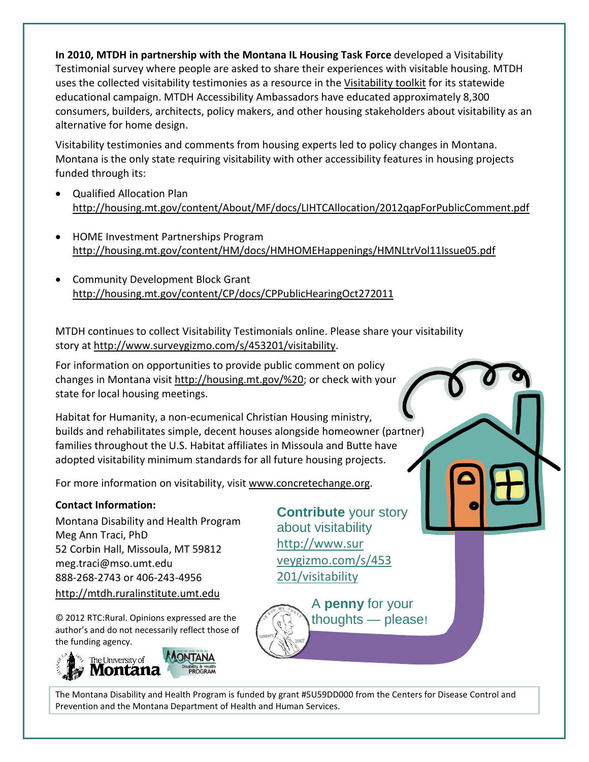**In 2010, MTDH in partnership with the Montana IL Housing Task Force** developed a Visitability Testimonial survey where people are asked to share their experiences with visitable housing. MTDH uses the collected visitability testimonies as a resource in the Visitability toolkit for its statewide educational campaign. MTDH Accessibility Ambassadors have educated approximately 8,300 consumers, builders, architects, policy makers, and other housing stakeholders about visitability as an alternative for home design.

Visitability testimonies and comments from housing experts led to policy changes in Montana. Montana is the only state requiring visitability with other accessibility features in housing projects funded through its:

- Qualified Allocation Plan
  http://housing.mt.gov/content/About/MF/docs/LIHTCAllocation/2012qapForPublicComment.pdf
- HOME Investment Partnerships Program
  http://housing.mt.gov/content/HM/docs/HMHOMEHappenings/HMNLtrVol11Issue05.pdf
- Community Development Block Grant
  http://housing.mt.gov/content/CP/docs/CPPublicHearingOct272011

MTDH continues to collect Visitability Testimonials online. Please share your visitability story at http://www.surveygizmo.com/s/453201/visitability.

For information on opportunities to provide public comment on policy changes in Montana visit http://housing.mt.gov/%20; or check with your state for local housing meetings.

Habitat for Humanity, a non-ecumenical Christian Housing ministry, builds and rehabilitates simple, decent houses alongside homeowner (partner) families throughout the U.S. Habitat affiliates in Missoula and Butte have adopted visitability minimum standards for all future housing projects.

For more information on visitability, visit www.concretechange.org.

**Contact Information:**

Montana Disability and Health Program
Meg Ann Traci, PhD
52 Corbin Hall, Missoula, MT 59812
meg.traci@mso.umt.edu
888-268-2743 or 406-243-4956
http://mtdh.ruralinstitute.umt.edu

**Contribute** your story about visitability http://www.surveygizmo.com/s/453201/visitability

A **penny** for your thoughts — please!

© 2012 RTC:Rural. Opinions expressed are the author's and do not necessarily reflect those of the funding agency.

The Montana Disability and Health Program is funded by grant #5U59DD000 from the Centers for Disease Control and Prevention and the Montana Department of Health and Human Services.